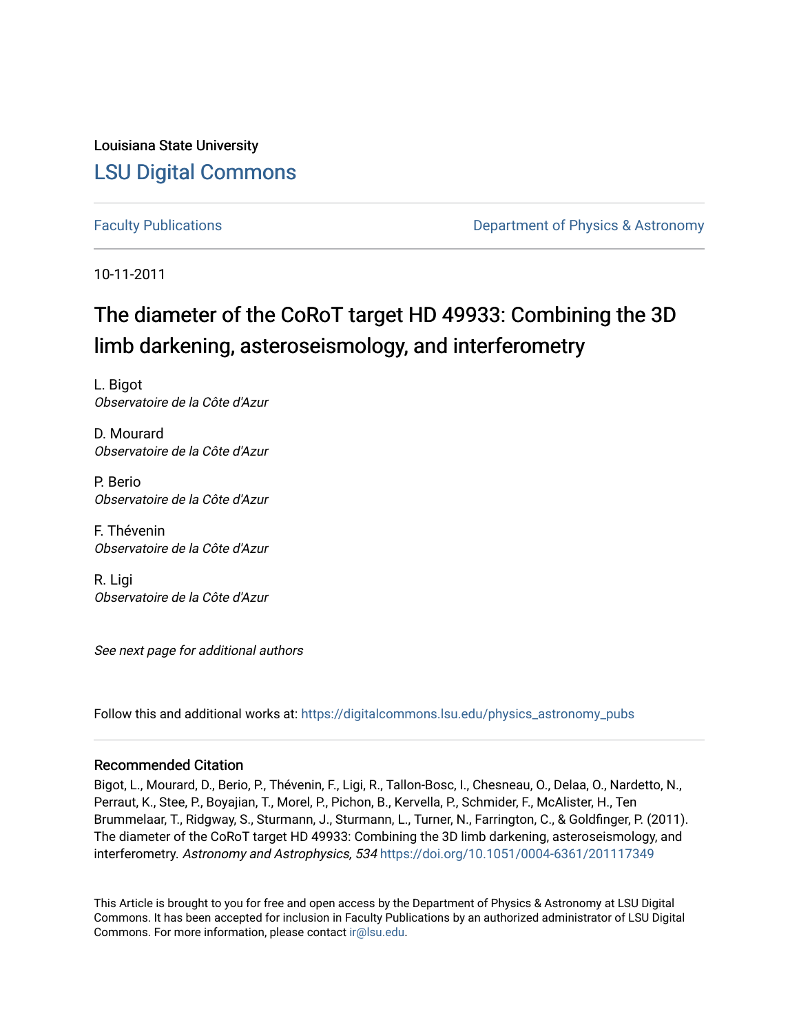Louisiana State University

# LSU Digital Commons

Faculty Publications

Department of Physics & Astronomy

10-11-2011

## The diameter of the CoRoT target HD 49933: Combining the 3D limb darkening, asteroseismology, and interferometry

L. Bigot
*Observatoire de la Côte d'Azur*

D. Mourard
*Observatoire de la Côte d'Azur*

P. Berio
*Observatoire de la Côte d'Azur*

F. Thévenin
*Observatoire de la Côte d'Azur*

R. Ligi
*Observatoire de la Côte d'Azur*

*See next page for additional authors*

Follow this and additional works at: https://digitalcommons.lsu.edu/physics_astronomy_pubs

### Recommended Citation

Bigot, L., Mourard, D., Berio, P., Thévenin, F., Ligi, R., Tallon-Bosc, I., Chesneau, O., Delaa, O., Nardetto, N., Perraut, K., Stee, P., Boyajian, T., Morel, P., Pichon, B., Kervella, P., Schmider, F., McAlister, H., Ten Brummelaar, T., Ridgway, S., Sturmann, J., Sturmann, L., Turner, N., Farrington, C., & Goldfinger, P. (2011). The diameter of the CoRoT target HD 49933: Combining the 3D limb darkening, asteroseismology, and interferometry. *Astronomy and Astrophysics, 534* https://doi.org/10.1051/0004-6361/201117349

This Article is brought to you for free and open access by the Department of Physics & Astronomy at LSU Digital Commons. It has been accepted for inclusion in Faculty Publications by an authorized administrator of LSU Digital Commons. For more information, please contact ir@lsu.edu.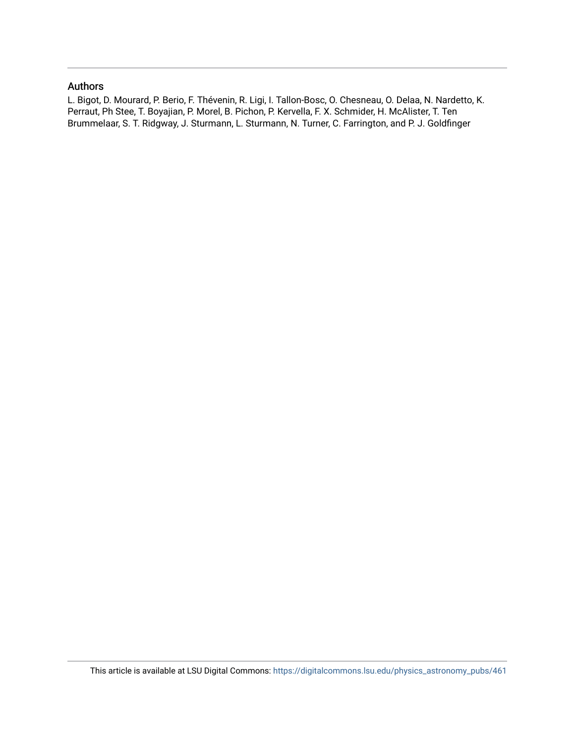## Authors

L. Bigot, D. Mourard, P. Berio, F. Thévenin, R. Ligi, I. Tallon-Bosc, O. Chesneau, O. Delaa, N. Nardetto, K. Perraut, Ph Stee, T. Boyajian, P. Morel, B. Pichon, P. Kervella, F. X. Schmider, H. McAlister, T. Ten Brummelaar, S. T. Ridgway, J. Sturmann, L. Sturmann, N. Turner, C. Farrington, and P. J. Goldfinger

This article is available at LSU Digital Commons: https://digitalcommons.lsu.edu/physics_astronomy_pubs/461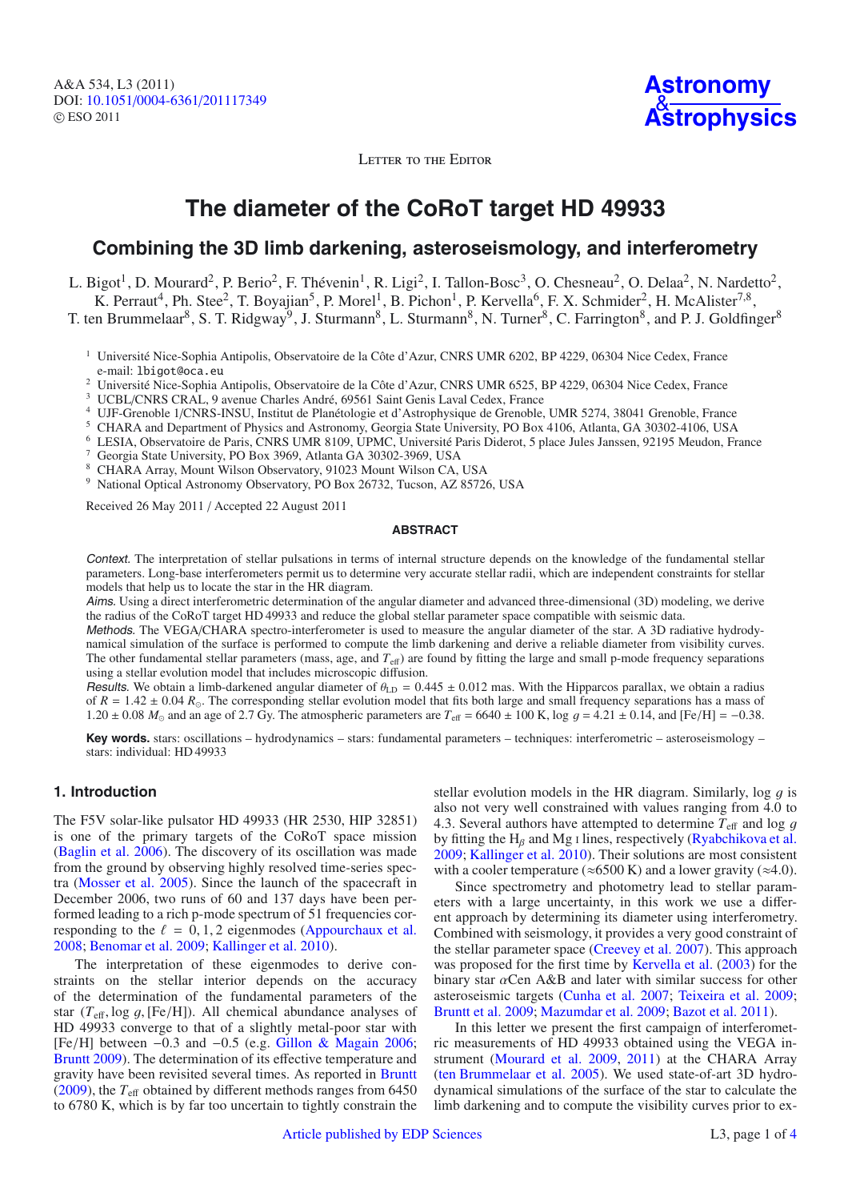Letter to the Editor

# The diameter of the CoRoT target HD 49933

## Combining the 3D limb darkening, asteroseismology, and interferometry

L. Bigot[1], D. Mourard[2], P. Berio[2], F. Thévenin[1], R. Ligi[2], I. Tallon-Bosc[3], O. Chesneau[2], O. Delaa[2], N. Nardetto[2], K. Perraut[4], Ph. Stee[2], T. Boyajian[5], P. Morel[1], B. Pichon[1], P. Kervella[6], F. X. Schmider[2], H. McAlister[7,8], T. ten Brummelaar[8], S. T. Ridgway[9], J. Sturmann[8], L. Sturmann[8], N. Turner[8], C. Farrington[8], and P. J. Goldfinger[8]

[1] Université Nice-Sophia Antipolis, Observatoire de la Côte d'Azur, CNRS UMR 6202, BP 4229, 06304 Nice Cedex, France
e-mail: lbigot@oca.eu

[2] Université Nice-Sophia Antipolis, Observatoire de la Côte d'Azur, CNRS UMR 6525, BP 4229, 06304 Nice Cedex, France

[3] UCBL/CNRS CRAL, 9 avenue Charles André, 69561 Saint Genis Laval Cedex, France

[4] UJF-Grenoble 1/CNRS-INSU, Institut de Planétologie et d'Astrophysique de Grenoble, UMR 5274, 38041 Grenoble, France

[5] CHARA and Department of Physics and Astronomy, Georgia State University, PO Box 4106, Atlanta, GA 30302-4106, USA

[6] LESIA, Observatoire de Paris, CNRS UMR 8109, UPMC, Université Paris Diderot, 5 place Jules Janssen, 92195 Meudon, France

[7] Georgia State University, PO Box 3969, Atlanta GA 30302-3969, USA

[8] CHARA Array, Mount Wilson Observatory, 91023 Mount Wilson CA, USA

[9] National Optical Astronomy Observatory, PO Box 26732, Tucson, AZ 85726, USA

Received 26 May 2011 / Accepted 22 August 2011

### ABSTRACT

*Context.* The interpretation of stellar pulsations in terms of internal structure depends on the knowledge of the fundamental stellar parameters. Long-base interferometers permit us to determine very accurate stellar radii, which are independent constraints for stellar models that help us to locate the star in the HR diagram.

*Aims.* Using a direct interferometric determination of the angular diameter and advanced three-dimensional (3D) modeling, we derive the radius of the CoRoT target HD 49933 and reduce the global stellar parameter space compatible with seismic data.

*Methods.* The VEGA/CHARA spectro-interferometer is used to measure the angular diameter of the star. A 3D radiative hydrodynamical simulation of the surface is performed to compute the limb darkening and derive a reliable diameter from visibility curves. The other fundamental stellar parameters (mass, age, and $T_{\rm eff}$) are found by fitting the large and small p-mode frequency separations using a stellar evolution model that includes microscopic diffusion.

*Results.* We obtain a limb-darkened angular diameter of $\theta_{\rm LD} = 0.445 \pm 0.012$ mas. With the Hipparcos parallax, we obtain a radius of $R = 1.42 \pm 0.04\,R_{\odot}$. The corresponding stellar evolution model that fits both large and small frequency separations has a mass of $1.20 \pm 0.08\,M_{\odot}$ and an age of 2.7 Gy. The atmospheric parameters are $T_{\rm eff} = 6640 \pm 100$ K, $\log g = 4.21 \pm 0.14$, and [Fe/H] = −0.38.

**Key words.** stars: oscillations – hydrodynamics – stars: fundamental parameters – techniques: interferometric – asteroseismology – stars: individual: HD 49933

## 1. Introduction

The F5V solar-like pulsator HD 49933 (HR 2530, HIP 32851) is one of the primary targets of the CoRoT space mission (Baglin et al. 2006). The discovery of its oscillation was made from the ground by observing highly resolved time-series spectra (Mosser et al. 2005). Since the launch of the spacecraft in December 2006, two runs of 60 and 137 days have been performed leading to a rich p-mode spectrum of 51 frequencies corresponding to the $\ell = 0, 1, 2$ eigenmodes (Appourchaux et al. 2008; Benomar et al. 2009; Kallinger et al. 2010).

The interpretation of these eigenmodes to derive constraints on the stellar interior depends on the accuracy of the determination of the fundamental parameters of the star ($T_{\rm eff}, \log g$, [Fe/H]). All chemical abundance analyses of HD 49933 converge to that of a slightly metal-poor star with [Fe/H] between −0.3 and −0.5 (e.g. Gillon & Magain 2006; Bruntt 2009). The determination of its effective temperature and gravity have been revisited several times. As reported in Bruntt (2009), the $T_{\rm eff}$ obtained by different methods ranges from 6450 to 6780 K, which is by far too uncertain to tightly constrain the stellar evolution models in the HR diagram. Similarly, $\log g$ is also not very well constrained with values ranging from 4.0 to 4.3. Several authors have attempted to determine $T_{\rm eff}$ and $\log g$ by fitting the $H_{\beta}$ and Mg I lines, respectively (Ryabchikova et al. 2009; Kallinger et al. 2010). Their solutions are most consistent with a cooler temperature (≈6500 K) and a lower gravity (≈4.0).

Since spectrometry and photometry lead to stellar parameters with a large uncertainty, in this work we use a different approach by determining its diameter using interferometry. Combined with seismology, it provides a very good constraint of the stellar parameter space (Creevey et al. 2007). This approach was proposed for the first time by Kervella et al. (2003) for the binary star αCen A&B and later with similar success for other asteroseismic targets (Cunha et al. 2007; Teixeira et al. 2009; Bruntt et al. 2009; Mazumdar et al. 2009; Bazot et al. 2011).

In this letter we present the first campaign of interferometric measurements of HD 49933 obtained using the VEGA instrument (Mourard et al. 2009, 2011) at the CHARA Array (ten Brummelaar et al. 2005). We used state-of-art 3D hydrodynamical simulations of the surface of the star to calculate the limb darkening and to compute the visibility curves prior to ex-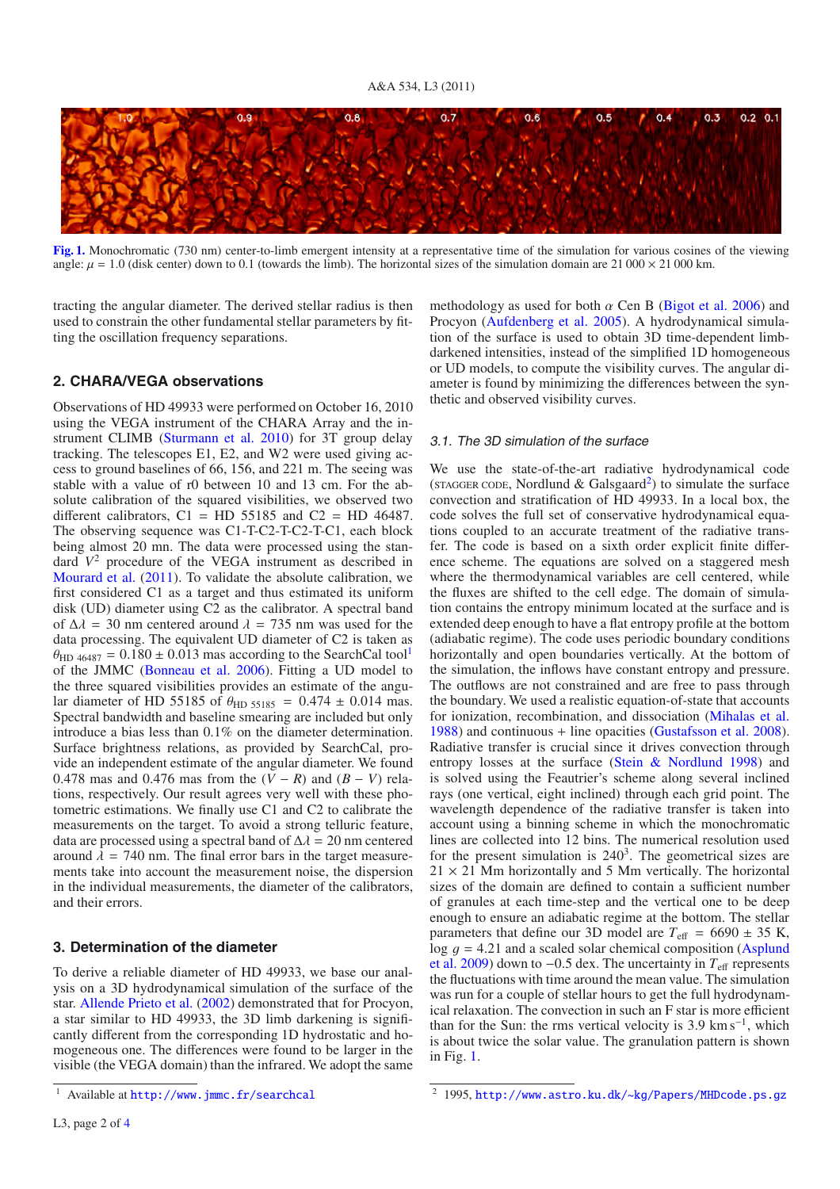Fig. 1. Monochromatic (730 nm) center-to-limb emergent intensity at a representative time of the simulation for various cosines of the viewing angle: $\mu = 1.0$ (disk center) down to 0.1 (towards the limb). The horizontal sizes of the simulation domain are 21 000 × 21 000 km.

tracting the angular diameter. The derived stellar radius is then used to constrain the other fundamental stellar parameters by fitting the oscillation frequency separations.

## 2. CHARA/VEGA observations

Observations of HD 49933 were performed on October 16, 2010 using the VEGA instrument of the CHARA Array and the instrument CLIMB (Sturmann et al. 2010) for 3T group delay tracking. The telescopes E1, E2, and W2 were used giving access to ground baselines of 66, 156, and 221 m. The seeing was stable with a value of r0 between 10 and 13 cm. For the absolute calibration of the squared visibilities, we observed two different calibrators, C1 = HD 55185 and C2 = HD 46487. The observing sequence was C1-T-C2-T-C2-T-C1, each block being almost 20 mn. The data were processed using the standard $V^2$ procedure of the VEGA instrument as described in Mourard et al. (2011). To validate the absolute calibration, we first considered C1 as a target and thus estimated its uniform disk (UD) diameter using C2 as the calibrator. A spectral band of $\Delta\lambda = 30$ nm centered around $\lambda = 735$ nm was used for the data processing. The equivalent UD diameter of C2 is taken as $\theta_{\mathrm{HD}\ 46487} = 0.180 \pm 0.013$ mas according to the SearchCal tool[1] of the JMMC (Bonneau et al. 2006). Fitting a UD model to the three squared visibilities provides an estimate of the angular diameter of HD 55185 of $\theta_{\mathrm{HD}\ 55185} = 0.474 \pm 0.014$ mas. Spectral bandwidth and baseline smearing are included but only introduce a bias less than 0.1% on the diameter determination. Surface brightness relations, as provided by SearchCal, provide an independent estimate of the angular diameter. We found 0.478 mas and 0.476 mas from the $(V-R)$ and $(B-V)$ relations, respectively. Our result agrees very well with these photometric estimations. We finally use C1 and C2 to calibrate the measurements on the target. To avoid a strong telluric feature, data are processed using a spectral band of $\Delta\lambda = 20$ nm centered around $\lambda = 740$ nm. The final error bars in the target measurements take into account the measurement noise, the dispersion in the individual measurements, the diameter of the calibrators, and their errors.

## 3. Determination of the diameter

To derive a reliable diameter of HD 49933, we base our analysis on a 3D hydrodynamical simulation of the surface of the star. Allende Prieto et al. (2002) demonstrated that for Procyon, a star similar to HD 49933, the 3D limb darkening is significantly different from the corresponding 1D hydrostatic and homogeneous one. The differences were found to be larger in the visible (the VEGA domain) than the infrared. We adopt the same methodology as used for both $\alpha$ Cen B (Bigot et al. 2006) and Procyon (Aufdenberg et al. 2005). A hydrodynamical simulation of the surface is used to obtain 3D time-dependent limb-darkened intensities, instead of the simplified 1D homogeneous or UD models, to compute the visibility curves. The angular diameter is found by minimizing the differences between the synthetic and observed visibility curves.

### 3.1. The 3D simulation of the surface

We use the state-of-the-art radiative hydrodynamical code (STAGGER CODE, Nordlund & Galsgaard[2]) to simulate the surface convection and stratification of HD 49933. In a local box, the code solves the full set of conservative hydrodynamical equations coupled to an accurate treatment of the radiative transfer. The code is based on a sixth order explicit finite difference scheme. The equations are solved on a staggered mesh where the thermodynamical variables are cell centered, while the fluxes are shifted to the cell edge. The domain of simulation contains the entropy minimum located at the surface and is extended deep enough to have a flat entropy profile at the bottom (adiabatic regime). The code uses periodic boundary conditions horizontally and open boundaries vertically. At the bottom of the simulation, the inflows have constant entropy and pressure. The outflows are not constrained and are free to pass through the boundary. We used a realistic equation-of-state that accounts for ionization, recombination, and dissociation (Mihalas et al. 1988) and continuous + line opacities (Gustafsson et al. 2008). Radiative transfer is crucial since it drives convection through entropy losses at the surface (Stein & Nordlund 1998) and is solved using the Feautrier's scheme along several inclined rays (one vertical, eight inclined) through each grid point. The wavelength dependence of the radiative transfer is taken into account using a binning scheme in which the monochromatic lines are collected into 12 bins. The numerical resolution used for the present simulation is $240^3$. The geometrical sizes are 21 × 21 Mm horizontally and 5 Mm vertically. The horizontal sizes of the domain are defined to contain a sufficient number of granules at each time-step and the vertical one to be deep enough to ensure an adiabatic regime at the bottom. The stellar parameters that define our 3D model are $T_{\mathrm{eff}} = 6690 \pm 35$ K, $\log g = 4.21$ and a scaled solar chemical composition (Asplund et al. 2009) down to −0.5 dex. The uncertainty in $T_{\mathrm{eff}}$ represents the fluctuations with time around the mean value. The simulation was run for a couple of stellar hours to get the full hydrodynamical relaxation. The convection in such an F star is more efficient than for the Sun: the rms vertical velocity is 3.9 km s$^{-1}$, which is about twice the solar value. The granulation pattern is shown in Fig. 1.

[1] Available at http://www.jmmc.fr/searchcal

[2] 1995, http://www.astro.ku.dk/~kg/Papers/MHDcode.ps.gz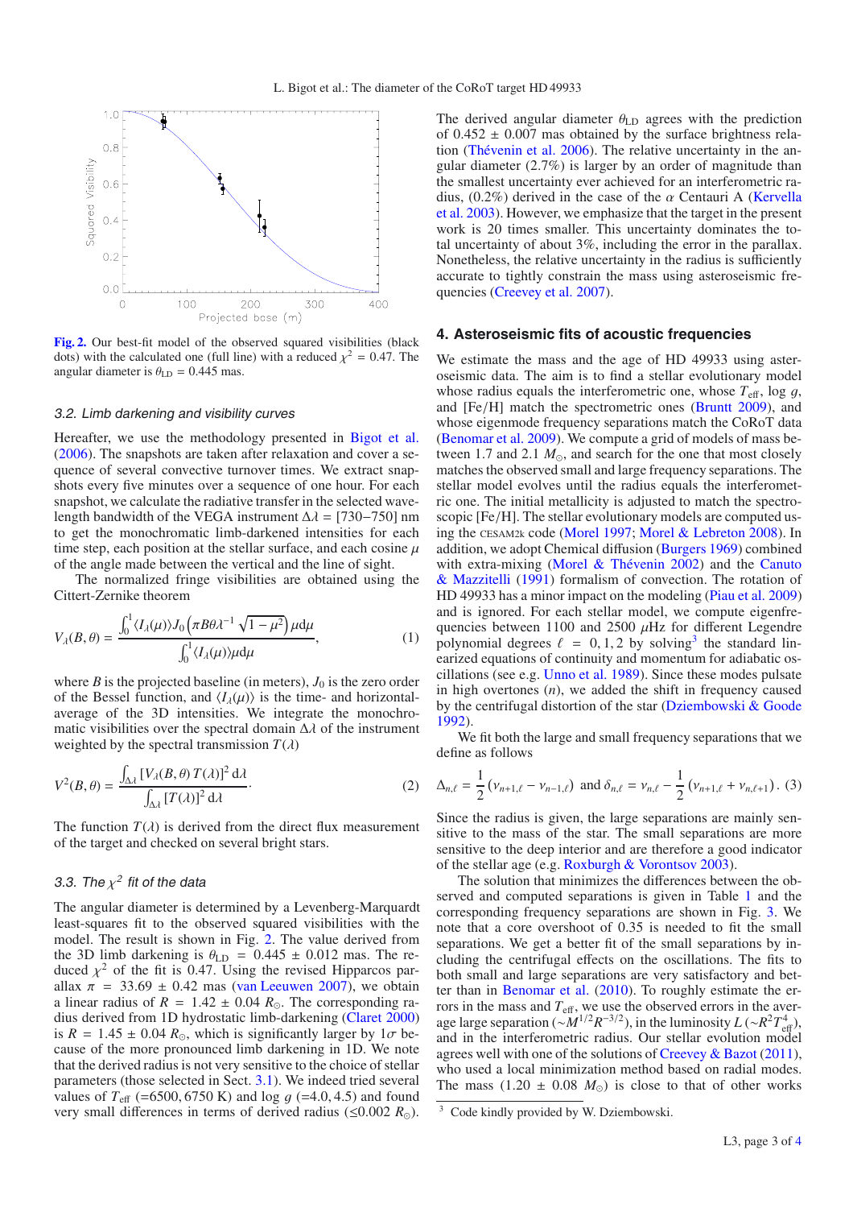1.0
0.8
0.6
0.4
0.2
0.0
Squared Visibility
0
100
200
300
400
Projected base (m)

**Fig. 2.** Our best-fit model of the observed squared visibilities (black dots) with the calculated one (full line) with a reduced $\chi^2 = 0.47$. The angular diameter is $\theta_{\rm LD} = 0.445$ mas.

### 3.2. Limb darkening and visibility curves

Hereafter, we use the methodology presented in Bigot et al. (2006). The snapshots are taken after relaxation and cover a sequence of several convective turnover times. We extract snapshots every five minutes over a sequence of one hour. For each snapshot, we calculate the radiative transfer in the selected wavelength bandwidth of the VEGA instrument $\Delta\lambda = [730-750]$ nm to get the monochromatic limb-darkened intensities for each time step, each position at the stellar surface, and each cosine $\mu$ of the angle made between the vertical and the line of sight.

The normalized fringe visibilities are obtained using the Cittert-Zernike theorem

$$V_\lambda(B,\theta) = \frac{\int_0^1 \langle I_\lambda(\mu)\rangle J_0\left(\pi B\theta\lambda^{-1}\sqrt{1-\mu^2}\right)\mu \mathrm{d}\mu}{\int_0^1 \langle I_\lambda(\mu)\rangle \mu \mathrm{d}\mu}, \quad (1)$$

where $B$ is the projected baseline (in meters), $J_0$ is the zero order of the Bessel function, and $\langle I_\lambda(\mu)\rangle$ is the time- and horizontal-average of the 3D intensities. We integrate the monochromatic visibilities over the spectral domain $\Delta\lambda$ of the instrument weighted by the spectral transmission $T(\lambda)$

$$V^2(B,\theta) = \frac{\int_{\Delta\lambda} [V_\lambda(B,\theta)\,T(\lambda)]^2\,\mathrm{d}\lambda}{\int_{\Delta\lambda} [T(\lambda)]^2\,\mathrm{d}\lambda}. \quad (2)$$

The function $T(\lambda)$ is derived from the direct flux measurement of the target and checked on several bright stars.

### 3.3. The $\chi^2$ fit of the data

The angular diameter is determined by a Levenberg-Marquardt least-squares fit to the observed squared visibilities with the model. The result is shown in Fig. 2. The value derived from the 3D limb darkening is $\theta_{\rm LD} = 0.445 \pm 0.012$ mas. The reduced $\chi^2$ of the fit is 0.47. Using the revised Hipparcos parallax $\pi = 33.69 \pm 0.42$ mas (van Leeuwen 2007), we obtain a linear radius of $R = 1.42 \pm 0.04\ R_\odot$. The corresponding radius derived from 1D hydrostatic limb-darkening (Claret 2000) is $R = 1.45 \pm 0.04\ R_\odot$, which is significantly larger by $1\sigma$ because of the more pronounced limb darkening in 1D. We note that the derived radius is not very sensitive to the choice of stellar parameters (those selected in Sect. 3.1). We indeed tried several values of $T_{\rm eff}$ (=6500, 6750 K) and $\log g$ (=4.0, 4.5) and found very small differences in terms of derived radius ($\leq 0.002\ R_\odot$). The derived angular diameter $\theta_{\rm LD}$ agrees with the prediction of $0.452 \pm 0.007$ mas obtained by the surface brightness relation (Thévenin et al. 2006). The relative uncertainty in the angular diameter (2.7%) is larger by an order of magnitude than the smallest uncertainty ever achieved for an interferometric radius, (0.2%) derived in the case of the $\alpha$ Centauri A (Kervella et al. 2003). However, we emphasize that the target in the present work is 20 times smaller. This uncertainty dominates the total uncertainty of about 3%, including the error in the parallax. Nonetheless, the relative uncertainty in the radius is sufficiently accurate to tightly constrain the mass using asteroseismic frequencies (Creevey et al. 2007).

## 4. Asteroseismic fits of acoustic frequencies

We estimate the mass and the age of HD 49933 using asteroseismic data. The aim is to find a stellar evolutionary model whose radius equals the interferometric one, whose $T_{\rm eff}$, $\log g$, and [Fe/H] match the spectrometric ones (Bruntt 2009), and whose eigenmode frequency separations match the CoRoT data (Benomar et al. 2009). We compute a grid of models of mass between 1.7 and 2.1 $M_\odot$, and search for the one that most closely matches the observed small and large frequency separations. The stellar model evolves until the radius equals the interferometric one. The initial metallicity is adjusted to match the spectroscopic [Fe/H]. The stellar evolutionary models are computed using the CESAM2k code (Morel 1997; Morel & Lebreton 2008). In addition, we adopt Chemical diffusion (Burgers 1969) combined with extra-mixing (Morel & Thévenin 2002) and the Canuto & Mazzitelli (1991) formalism of convection. The rotation of HD 49933 has a minor impact on the modeling (Piau et al. 2009) and is ignored. For each stellar model, we compute eigenfrequencies between 1100 and 2500 $\mu$Hz for different Legendre polynomial degrees $\ell = 0, 1, 2$ by solving[3] the standard linearized equations of continuity and momentum for adiabatic oscillations (see e.g. Unno et al. 1989). Since these modes pulsate in high overtones ($n$), we added the shift in frequency caused by the centrifugal distortion of the star (Dziembowski & Goode 1992).

We fit both the large and small frequency separations that we define as follows

$$\Delta_{n,\ell} = \frac{1}{2}\left(\nu_{n+1,\ell} - \nu_{n-1,\ell}\right) \text{ and } \delta_{n,\ell} = \nu_{n,\ell} - \frac{1}{2}\left(\nu_{n+1,\ell} + \nu_{n,\ell+1}\right). \quad (3)$$

Since the radius is given, the large separations are mainly sensitive to the mass of the star. The small separations are more sensitive to the deep interior and are therefore a good indicator of the stellar age (e.g. Roxburgh & Vorontsov 2003).

The solution that minimizes the differences between the observed and computed separations is given in Table 1 and the corresponding frequency separations are shown in Fig. 3. We note that a core overshoot of 0.35 is needed to fit the small separations. We get a better fit of the small separations by including the centrifugal effects on the oscillations. The fits to both small and large separations are very satisfactory and better than in Benomar et al. (2010). To roughly estimate the errors in the mass and $T_{\rm eff}$, we use the observed errors in the average large separation ($\sim M^{1/2}R^{-3/2}$), in the luminosity $L$ ($\sim R^2T_{\rm eff}^4$), and in the interferometric radius. Our stellar evolution model agrees well with one of the solutions of Creevey & Bazot (2011), who used a local minimization method based on radial modes. The mass ($1.20 \pm 0.08\ M_\odot$) is close to that of other works

[3] Code kindly provided by W. Dziembowski.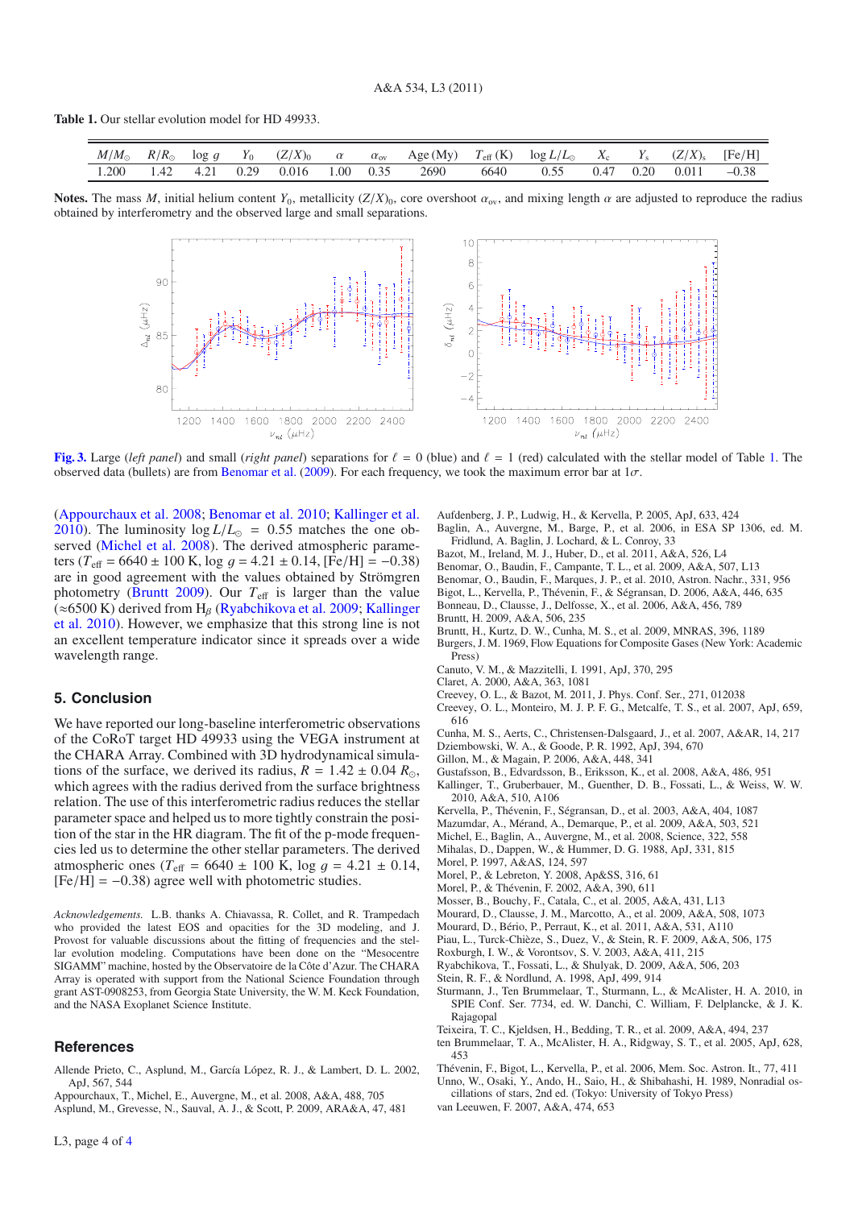**Table 1.** Our stellar evolution model for HD 49933.

| $M/M_\odot$ | $R/R_\odot$ | $\log g$ | $Y_0$ | $(Z/X)_0$ | $\alpha$ | $\alpha_{ov}$ | Age (My) | $T_{eff}$ (K) | $\log L/L_\odot$ | $X_c$ | $Y_s$ | $(Z/X)_s$ | [Fe/H] |
|---|---|---|---|---|---|---|---|---|---|---|---|---|---|
| 1.200 | 1.42 | 4.21 | 0.29 | 0.016 | 1.00 | 0.35 | 2690 | 6640 | 0.55 | 0.47 | 0.20 | 0.011 | –0.38 |

**Notes.** The mass $M$, initial helium content $Y_0$, metallicity $(Z/X)_0$, core overshoot $\alpha_{ov}$, and mixing length $\alpha$ are adjusted to reproduce the radius obtained by interferometry and the observed large and small separations.

$\Delta_{n\ell}$ ($\mu$Hz)
90
85
80
1200 1400 1600 1800 2000 2200 2400
$\nu_{n\ell}$ ($\mu$Hz)

$\delta_{n\ell}$ ($\mu$Hz)
10
8
6
4
2
0
−2
−4
1200 1400 1600 1800 2000 2200 2400
$\nu_{n\ell}$ ($\mu$Hz)

**Fig. 3.** Large (*left panel*) and small (*right panel*) separations for $\ell = 0$ (blue) and $\ell = 1$ (red) calculated with the stellar model of Table 1. The observed data (bullets) are from Benomar et al. (2009). For each frequency, we took the maximum error bar at $1\sigma$.

(Appourchaux et al. 2008; Benomar et al. 2010; Kallinger et al. 2010). The luminosity $\log L/L_\odot = 0.55$ matches the one observed (Michel et al. 2008). The derived atmospheric parameters ($T_{eff} = 6640 \pm 100$ K, $\log g = 4.21 \pm 0.14$, [Fe/H] $= -0.38$) are in good agreement with the values obtained by Strömgren photometry (Bruntt 2009). Our $T_{eff}$ is larger than the value ($\approx$6500 K) derived from $H_\beta$ (Ryabchikova et al. 2009; Kallinger et al. 2010). However, we emphasize that this strong line is not an excellent temperature indicator since it spreads over a wide wavelength range.

## 5. Conclusion

We have reported our long-baseline interferometric observations of the CoRoT target HD 49933 using the VEGA instrument at the CHARA Array. Combined with 3D hydrodynamical simulations of the surface, we derived its radius, $R = 1.42 \pm 0.04\ R_\odot$, which agrees with the radius derived from the surface brightness relation. The use of this interferometric radius reduces the stellar parameter space and helped us to more tightly constrain the position of the star in the HR diagram. The fit of the p-mode frequencies led us to determine the other stellar parameters. The derived atmospheric ones ($T_{eff} = 6640 \pm 100$ K, $\log g = 4.21 \pm 0.14$, [Fe/H] $= -0.38$) agree well with photometric studies.

*Acknowledgements.* L.B. thanks A. Chiavassa, R. Collet, and R. Trampedach who provided the latest EOS and opacities for the 3D modeling, and J. Provost for valuable discussions about the fitting of frequencies and the stellar evolution modeling. Computations have been done on the "Mesocentre SIGAMM" machine, hosted by the Observatoire de la Côte d'Azur. The CHARA Array is operated with support from the National Science Foundation through grant AST-0908253, from Georgia State University, the W. M. Keck Foundation, and the NASA Exoplanet Science Institute.

## References

Allende Prieto, C., Asplund, M., García López, R. J., & Lambert, D. L. 2002, ApJ, 567, 544
Appourchaux, T., Michel, E., Auvergne, M., et al. 2008, A&A, 488, 705
Asplund, M., Grevesse, N., Sauval, A. J., & Scott, P. 2009, ARA&A, 47, 481
Aufdenberg, J. P., Ludwig, H., & Kervella, P. 2005, ApJ, 633, 424
Baglin, A., Auvergne, M., Barge, P., et al. 2006, in ESA SP 1306, ed. M. Fridlund, A. Baglin, J. Lochard, & L. Conroy, 33
Bazot, M., Ireland, M. J., Huber, D., et al. 2011, A&A, 526, L4
Benomar, O., Baudin, F., Campante, T. L., et al. 2009, A&A, 507, L13
Benomar, O., Baudin, F., Marques, J. P., et al. 2010, Astron. Nachr., 331, 956
Bigot, L., Kervella, P., Thévenin, F., & Ségransan, D. 2006, A&A, 446, 635
Bonneau, D., Clausse, J., Delfosse, X., et al. 2006, A&A, 456, 789
Bruntt, H. 2009, A&A, 506, 235
Bruntt, H., Kurtz, D. W., Cunha, M. S., et al. 2009, MNRAS, 396, 1189
Burgers, J. M. 1969, Flow Equations for Composite Gases (New York: Academic Press)
Canuto, V. M., & Mazzitelli, I. 1991, ApJ, 370, 295
Claret, A. 2000, A&A, 363, 1081
Creevey, O. L., & Bazot, M. 2011, J. Phys. Conf. Ser., 271, 012038
Creevey, O. L., Monteiro, M. J. P. F. G., Metcalfe, T. S., et al. 2007, ApJ, 659, 616
Cunha, M. S., Aerts, C., Christensen-Dalsgaard, J., et al. 2007, A&AR, 14, 217
Dziembowski, W. A., & Goode, P. R. 1992, ApJ, 394, 670
Gillon, M., & Magain, P. 2006, A&A, 448, 341
Gustafsson, B., Edvardsson, B., Eriksson, K., et al. 2008, A&A, 486, 951
Kallinger, T., Gruberbauer, M., Guenther, D. B., Fossati, L., & Weiss, W. W. 2010, A&A, 510, A106
Kervella, P., Thévenin, F., Ségransan, D., et al. 2003, A&A, 404, 1087
Mazumdar, A., Mérand, A., Demarque, P., et al. 2009, A&A, 503, 521
Michel, E., Baglin, A., Auvergne, M., et al. 2008, Science, 322, 558
Mihalas, D., Dappen, W., & Hummer, D. G. 1988, ApJ, 331, 815
Morel, P. 1997, A&AS, 124, 597
Morel, P., & Lebreton, Y. 2008, Ap&SS, 316, 61
Morel, P., & Thévenin, F. 2002, A&A, 390, 611
Mosser, B., Bouchy, F., Catala, C., et al. 2005, A&A, 431, L13
Mourard, D., Clausse, J. M., Marcotto, A., et al. 2009, A&A, 508, 1073
Mourard, D., Bério, P., Perraut, K., et al. 2011, A&A, 531, A110
Piau, L., Turck-Chièze, S., Duez, V., & Stein, R. F. 2009, A&A, 506, 175
Roxburgh, I. W., & Vorontsov, S. V. 2003, A&A, 411, 215
Ryabchikova, T., Fossati, L., & Shulyak, D. 2009, A&A, 506, 203
Stein, R. F., & Nordlund, A. 1998, ApJ, 499, 914
Sturmann, J., Ten Brummelaar, T., Sturmann, L., & McAlister, H. A. 2010, in SPIE Conf. Ser. 7734, ed. W. Danchi, C. William, F. Delplancke, & J. K. Rajagopal
Teixeira, T. C., Kjeldsen, H., Bedding, T. R., et al. 2009, A&A, 494, 237
ten Brummelaar, T. A., McAlister, H. A., Ridgway, S. T., et al. 2005, ApJ, 628, 453
Thévenin, F., Bigot, L., Kervella, P., et al. 2006, Mem. Soc. Astron. It., 77, 411
Unno, W., Osaki, Y., Ando, H., Saio, H., & Shibahashi, H. 1989, Nonradial oscillations of stars, 2nd ed. (Tokyo: University of Tokyo Press)
van Leeuwen, F. 2007, A&A, 474, 653